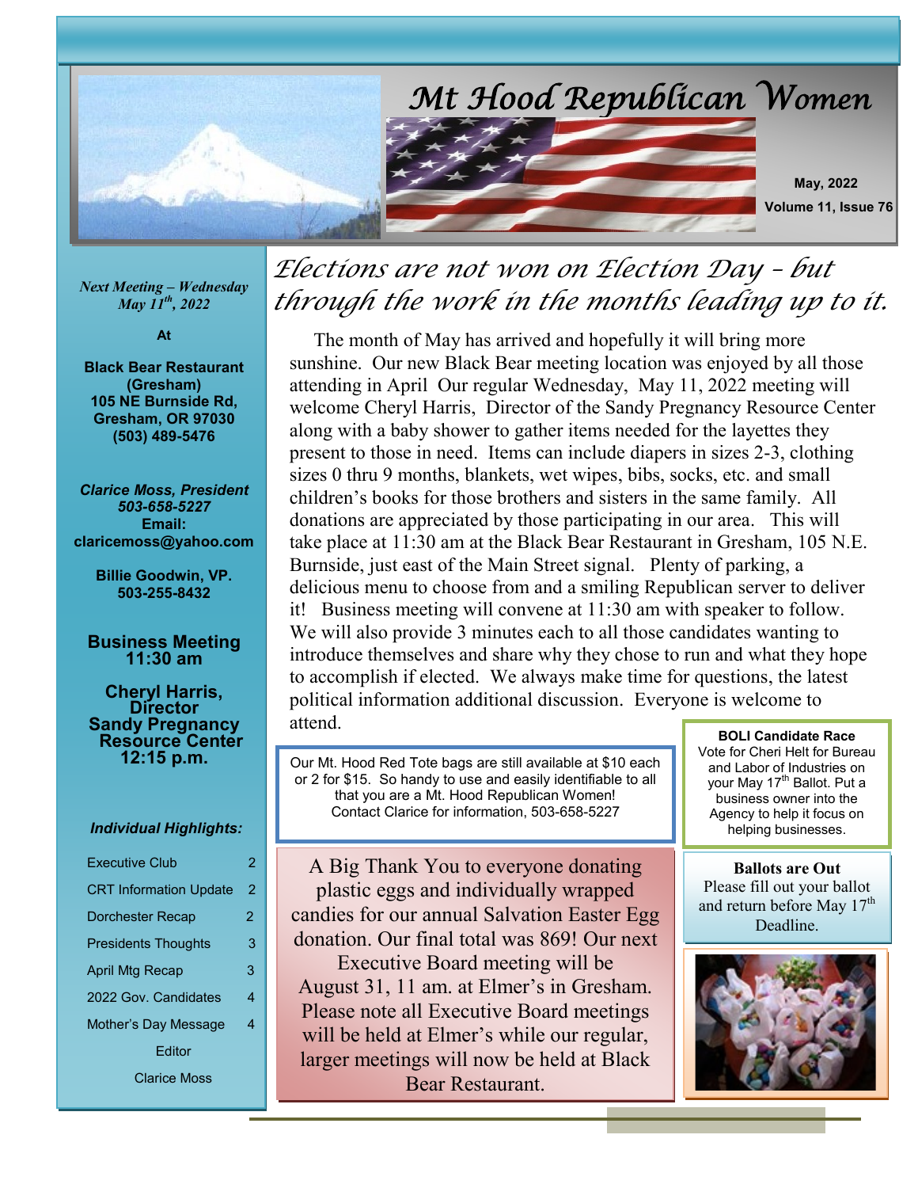# Mt Hood Republican Women

May, 2022

Volume 11, Issue 76

*Next Meeting – Wednesday May 11th, 2022*

**At**

**Black Bear Restaurant (Gresham)**
**105 NE Burnside Rd, Gresham, OR 97030**
**(503) 489-5476**

***Clarice Moss, President***
***503-658-5227***
**Email:**
**claricemoss@yahoo.com**

**Billie Goodwin, VP.**
**503-255-8432**

**Business Meeting 11:30 am**

**Cheryl Harris, Director Sandy Pregnancy Resource Center 12:15 p.m.**

***Individual Highlights:***

| | |
|---|---|
| Executive Club | 2 |
| CRT Information Update | 2 |
| Dorchester Recap | 2 |
| Presidents Thoughts | 3 |
| April Mtg Recap | 3 |
| 2022 Gov. Candidates | 4 |
| Mother's Day Message | 4 |

Editor

Clarice Moss

## *Elections are not won on Election Day - but through the work in the months leading up to it.*

The month of May has arrived and hopefully it will bring more sunshine. Our new Black Bear meeting location was enjoyed by all those attending in April Our regular Wednesday, May 11, 2022 meeting will welcome Cheryl Harris, Director of the Sandy Pregnancy Resource Center along with a baby shower to gather items needed for the layettes they present to those in need. Items can include diapers in sizes 2-3, clothing sizes 0 thru 9 months, blankets, wet wipes, bibs, socks, etc. and small children's books for those brothers and sisters in the same family. All donations are appreciated by those participating in our area. This will take place at 11:30 am at the Black Bear Restaurant in Gresham, 105 N.E. Burnside, just east of the Main Street signal. Plenty of parking, a delicious menu to choose from and a smiling Republican server to deliver it! Business meeting will convene at 11:30 am with speaker to follow. We will also provide 3 minutes each to all those candidates wanting to introduce themselves and share why they chose to run and what they hope to accomplish if elected. We always make time for questions, the latest political information additional discussion. Everyone is welcome to attend.

Our Mt. Hood Red Tote bags are still available at $10 each or 2 for $15. So handy to use and easily identifiable to all that you are a Mt. Hood Republican Women! Contact Clarice for information, 503-658-5227

**BOLI Candidate Race**
Vote for Cheri Helt for Bureau and Labor of Industries on your May 17th Ballot. Put a business owner into the Agency to help it focus on helping businesses.

A Big Thank You to everyone donating plastic eggs and individually wrapped candies for our annual Salvation Easter Egg donation. Our final total was 869! Our next Executive Board meeting will be August 31, 11 am. at Elmer's in Gresham. Please note all Executive Board meetings will be held at Elmer's while our regular, larger meetings will now be held at Black Bear Restaurant.

**Ballots are Out**
Please fill out your ballot and return before May 17th Deadline.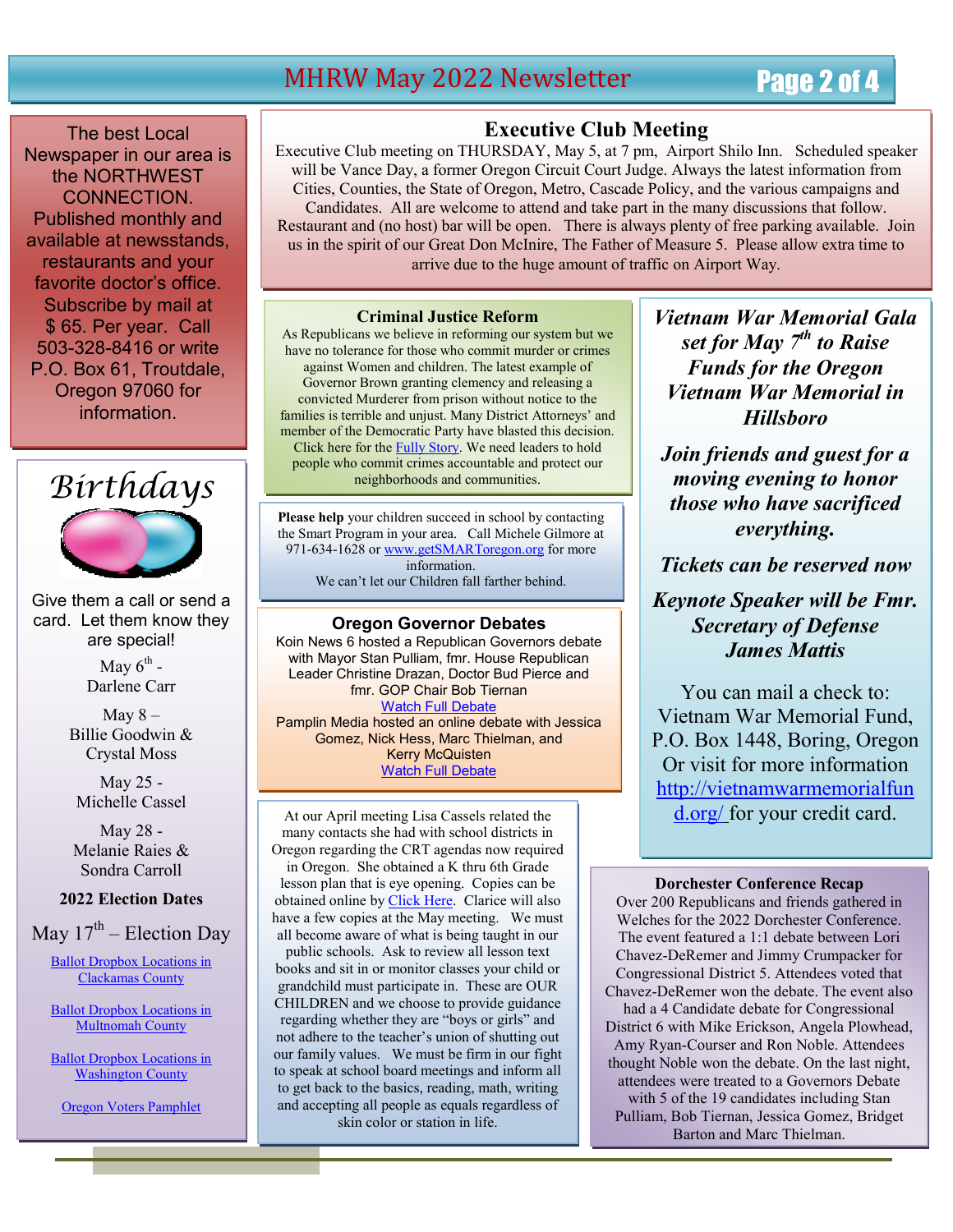The best Local Newspaper in our area is the NORTHWEST CONNECTION. Published monthly and available at newsstands, restaurants and your favorite doctor's office. Subscribe by mail at $ 65. Per year. Call 503-328-8416 or write P.O. Box 61, Troutdale, Oregon 97060 for information.

## Birthdays

Give them a call or send a card. Let them know they are special!

May 6th - Darlene Carr

May 8 – Billie Goodwin & Crystal Moss

May 25 - Michelle Cassel

May 28 - Melanie Raies & Sondra Carroll

### 2022 Election Dates

May 17th – Election Day

[Ballot Dropbox Locations in Clackamas County]

[Ballot Dropbox Locations in Multnomah County]

[Ballot Dropbox Locations in Washington County]

[Oregon Voters Pamphlet]

## Executive Club Meeting

Executive Club meeting on THURSDAY, May 5, at 7 pm, Airport Shilo Inn. Scheduled speaker will be Vance Day, a former Oregon Circuit Court Judge. Always the latest information from Cities, Counties, the State of Oregon, Metro, Cascade Policy, and the various campaigns and Candidates. All are welcome to attend and take part in the many discussions that follow. Restaurant and (no host) bar will be open. There is always plenty of free parking available. Join us in the spirit of our Great Don McInire, The Father of Measure 5. Please allow extra time to arrive due to the huge amount of traffic on Airport Way.

### Criminal Justice Reform

As Republicans we believe in reforming our system but we have no tolerance for those who commit murder or crimes against Women and children. The latest example of Governor Brown granting clemency and releasing a convicted Murderer from prison without notice to the families is terrible and unjust. Many District Attorneys' and member of the Democratic Party have blasted this decision. Click here for the Fully Story. We need leaders to hold people who commit crimes accountable and protect our neighborhoods and communities.

**Please help** your children succeed in school by contacting the Smart Program in your area. Call Michele Gilmore at 971-634-1628 or www.getSMARToregon.org for more information.
We can't let our Children fall farther behind.

### Oregon Governor Debates

Koin News 6 hosted a Republican Governors debate with Mayor Stan Pulliam, fmr. House Republican Leader Christine Drazan, Doctor Bud Pierce and fmr. GOP Chair Bob Tiernan
Watch Full Debate
Pamplin Media hosted an online debate with Jessica Gomez, Nick Hess, Marc Thielman, and Kerry McQuisten
Watch Full Debate

At our April meeting Lisa Cassels related the many contacts she had with school districts in Oregon regarding the CRT agendas now required in Oregon. She obtained a K thru 6th Grade lesson plan that is eye opening. Copies can be obtained online by Click Here. Clarice will also have a few copies at the May meeting. We must all become aware of what is being taught in our public schools. Ask to review all lesson text books and sit in or monitor classes your child or grandchild must participate in. These are OUR CHILDREN and we choose to provide guidance regarding whether they are "boys or girls" and not adhere to the teacher's union of shutting out our family values. We must be firm in our fight to speak at school board meetings and inform all to get back to the basics, reading, math, writing and accepting all people as equals regardless of skin color or station in life.

### *Vietnam War Memorial Gala set for May 7th to Raise Funds for the Oregon Vietnam War Memorial in Hillsboro*

***Join friends and guest for a moving evening to honor those who have sacrificed everything.***

***Tickets can be reserved now***

***Keynote Speaker will be Fmr. Secretary of Defense James Mattis***

You can mail a check to: Vietnam War Memorial Fund, P.O. Box 1448, Boring, Oregon
Or visit for more information http://vietnamwarmemorialfund.org/ for your credit card.

### Dorchester Conference Recap

Over 200 Republicans and friends gathered in Welches for the 2022 Dorchester Conference. The event featured a 1:1 debate between Lori Chavez-DeRemer and Jimmy Crumpacker for Congressional District 5. Attendees voted that Chavez-DeRemer won the debate. The event also had a 4 Candidate debate for Congressional District 6 with Mike Erickson, Angela Plowhead, Amy Ryan-Courser and Ron Noble. Attendees thought Noble won the debate. On the last night, attendees were treated to a Governors Debate with 5 of the 19 candidates including Stan Pulliam, Bob Tiernan, Jessica Gomez, Bridget Barton and Marc Thielman.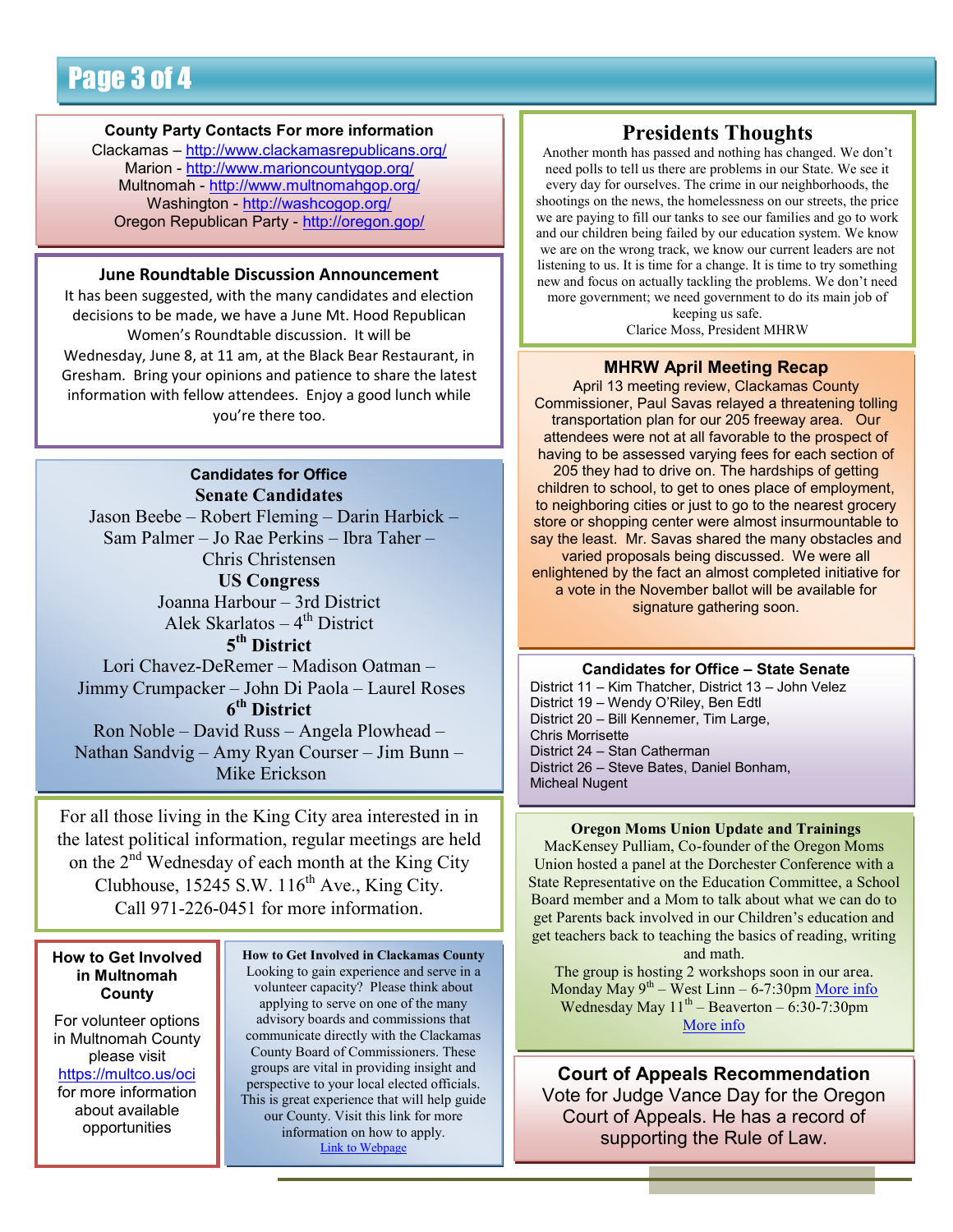### County Party Contacts For more information

Clackamas – http://www.clackamasrepublicans.org/
Marion - http://www.marioncountygop.org/
Multnomah - http://www.multnomahgop.org/
Washington - http://washcogop.org/
Oregon Republican Party - http://oregon.gop/

### June Roundtable Discussion Announcement

It has been suggested, with the many candidates and election decisions to be made, we have a June Mt. Hood Republican Women's Roundtable discussion. It will be Wednesday, June 8, at 11 am, at the Black Bear Restaurant, in Gresham. Bring your opinions and patience to share the latest information with fellow attendees. Enjoy a good lunch while you're there too.

### Candidates for Office

**Senate Candidates**

Jason Beebe – Robert Fleming – Darin Harbick – Sam Palmer – Jo Rae Perkins – Ibra Taher – Chris Christensen

**US Congress**

Joanna Harbour – 3rd District
Alek Skarlatos – 4th District

**5th District**

Lori Chavez-DeRemer – Madison Oatman – Jimmy Crumpacker – John Di Paola – Laurel Roses

**6th District**

Ron Noble – David Russ – Angela Plowhead – Nathan Sandvig – Amy Ryan Courser – Jim Bunn – Mike Erickson

For all those living in the King City area interested in in the latest political information, regular meetings are held on the 2nd Wednesday of each month at the King City Clubhouse, 15245 S.W. 116th Ave., King City. Call 971-226-0451 for more information.

### How to Get Involved in Multnomah County

For volunteer options in Multnomah County please visit https://multco.us/oci for more information about available opportunities

### How to Get Involved in Clackamas County

Looking to gain experience and serve in a volunteer capacity? Please think about applying to serve on one of the many advisory boards and commissions that communicate directly with the Clackamas County Board of Commissioners. These groups are vital in providing insight and perspective to your local elected officials. This is great experience that will help guide our County. Visit this link for more information on how to apply.
Link to Webpage

## Presidents Thoughts

Another month has passed and nothing has changed. We don't need polls to tell us there are problems in our State. We see it every day for ourselves. The crime in our neighborhoods, the shootings on the news, the homelessness on our streets, the price we are paying to fill our tanks to see our families and go to work and our children being failed by our education system. We know we are on the wrong track, we know our current leaders are not listening to us. It is time for a change. It is time to try something new and focus on actually tackling the problems. We don't need more government; we need government to do its main job of keeping us safe.
Clarice Moss, President MHRW

### MHRW April Meeting Recap

April 13 meeting review, Clackamas County Commissioner, Paul Savas relayed a threatening tolling transportation plan for our 205 freeway area. Our attendees were not at all favorable to the prospect of having to be assessed varying fees for each section of 205 they had to drive on. The hardships of getting children to school, to get to ones place of employment, to neighboring cities or just to go to the nearest grocery store or shopping center were almost insurmountable to say the least. Mr. Savas shared the many obstacles and varied proposals being discussed. We were all enlightened by the fact an almost completed initiative for a vote in the November ballot will be available for signature gathering soon.

### Candidates for Office – State Senate

District 11 – Kim Thatcher, District 13 – John Velez
District 19 – Wendy O'Riley, Ben Edtl
District 20 – Bill Kennemer, Tim Large, Chris Morrisette
District 24 – Stan Catherman
District 26 – Steve Bates, Daniel Bonham, Micheal Nugent

### Oregon Moms Union Update and Trainings

MacKensey Pulliam, Co-founder of the Oregon Moms Union hosted a panel at the Dorchester Conference with a State Representative on the Education Committee, a School Board member and a Mom to talk about what we can do to get Parents back involved in our Children's education and get teachers back to teaching the basics of reading, writing and math.

The group is hosting 2 workshops soon in our area.
Monday May 9th – West Linn – 6-7:30pm More info
Wednesday May 11th – Beaverton – 6:30-7:30pm More info

### Court of Appeals Recommendation

Vote for Judge Vance Day for the Oregon Court of Appeals. He has a record of supporting the Rule of Law.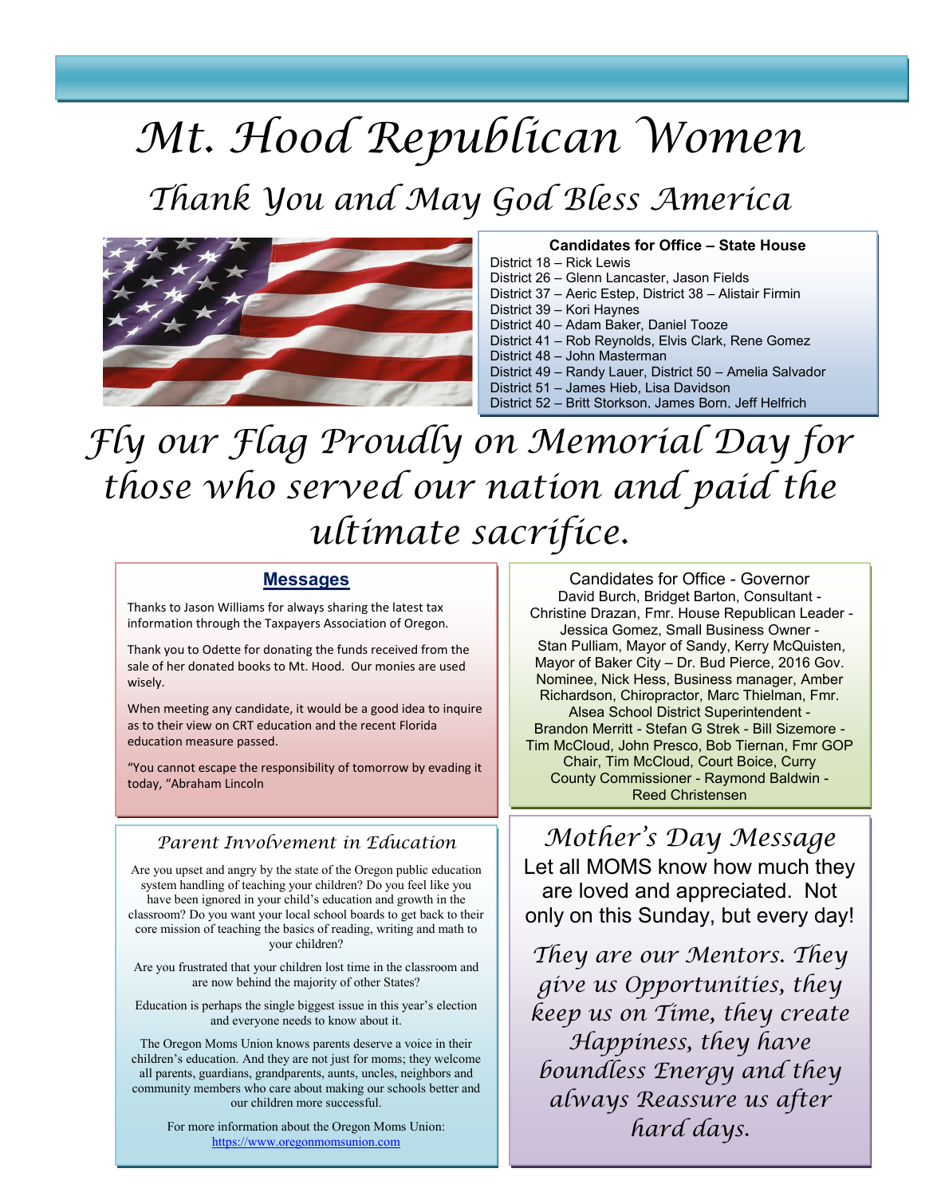# Mt. Hood Republican Women

## Thank You and May God Bless America

**Candidates for Office – State House**

District 18 – Rick Lewis
District 26 – Glenn Lancaster, Jason Fields
District 37 – Aeric Estep, District 38 – Alistair Firmin
District 39 – Kori Haynes
District 40 – Adam Baker, Daniel Tooze
District 41 – Rob Reynolds, Elvis Clark, Rene Gomez
District 48 – John Masterman
District 49 – Randy Lauer, District 50 – Amelia Salvador
District 51 – James Hieb, Lisa Davidson
District 52 – Britt Storkson, James Born, Jeff Helfrich

## Fly our Flag Proudly on Memorial Day for those who served our nation and paid the ultimate sacrifice.

### Messages

Thanks to Jason Williams for always sharing the latest tax information through the Taxpayers Association of Oregon.

Thank you to Odette for donating the funds received from the sale of her donated books to Mt. Hood. Our monies are used wisely.

When meeting any candidate, it would be a good idea to inquire as to their view on CRT education and the recent Florida education measure passed.

"You cannot escape the responsibility of tomorrow by evading it today, "Abraham Lincoln

### Candidates for Office - Governor

David Burch, Bridget Barton, Consultant - Christine Drazan, Fmr. House Republican Leader - Jessica Gomez, Small Business Owner - Stan Pulliam, Mayor of Sandy, Kerry McQuisten, Mayor of Baker City – Dr. Bud Pierce, 2016 Gov. Nominee, Nick Hess, Business manager, Amber Richardson, Chiropractor, Marc Thielman, Fmr. Alsea School District Superintendent - Brandon Merritt - Stefan G Strek - Bill Sizemore - Tim McCloud, John Presco, Bob Tiernan, Fmr GOP Chair, Tim McCloud, Court Boice, Curry County Commissioner - Raymond Baldwin - Reed Christensen

### Parent Involvement in Education

Are you upset and angry by the state of the Oregon public education system handling of teaching your children? Do you feel like you have been ignored in your child's education and growth in the classroom? Do you want your local school boards to get back to their core mission of teaching the basics of reading, writing and math to your children?

Are you frustrated that your children lost time in the classroom and are now behind the majority of other States?

Education is perhaps the single biggest issue in this year's election and everyone needs to know about it.

The Oregon Moms Union knows parents deserve a voice in their children's education. And they are not just for moms; they welcome all parents, guardians, grandparents, aunts, uncles, neighbors and community members who care about making our schools better and our children more successful.

For more information about the Oregon Moms Union: https://www.oregonmomsunion.com

### Mother's Day Message

Let all MOMS know how much they are loved and appreciated. Not only on this Sunday, but every day!

*They are our Mentors. They give us Opportunities, they keep us on Time, they create Happiness, they have boundless Energy and they always Reassure us after hard days.*